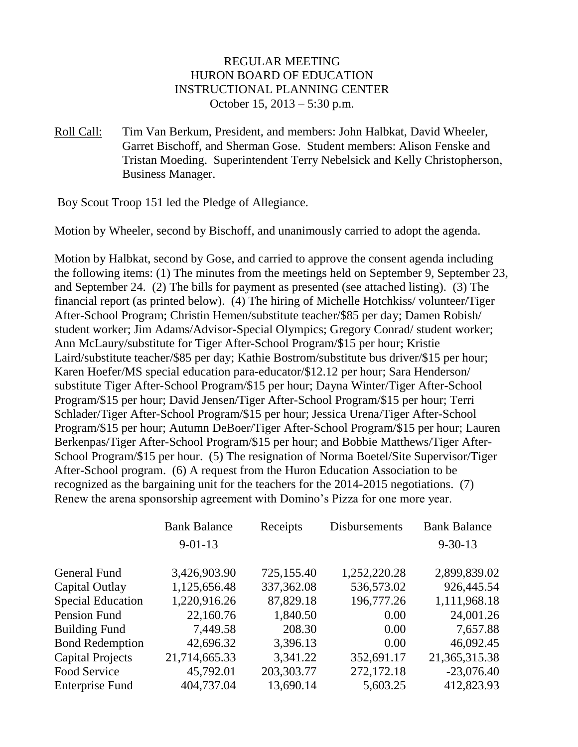# REGULAR MEETING
# HURON BOARD OF EDUCATION
# INSTRUCTIONAL PLANNING CENTER
October 15, 2013 – 5:30 p.m.

Roll Call: Tim Van Berkum, President, and members: John Halbkat, David Wheeler, Garret Bischoff, and Sherman Gose. Student members: Alison Fenske and Tristan Moeding. Superintendent Terry Nebelsick and Kelly Christopherson, Business Manager.

Boy Scout Troop 151 led the Pledge of Allegiance.

Motion by Wheeler, second by Bischoff, and unanimously carried to adopt the agenda.

Motion by Halbkat, second by Gose, and carried to approve the consent agenda including the following items: (1) The minutes from the meetings held on September 9, September 23, and September 24. (2) The bills for payment as presented (see attached listing). (3) The financial report (as printed below). (4) The hiring of Michelle Hotchkiss/ volunteer/Tiger After-School Program; Christin Hemen/substitute teacher/$85 per day; Damen Robish/ student worker; Jim Adams/Advisor-Special Olympics; Gregory Conrad/ student worker; Ann McLaury/substitute for Tiger After-School Program/$15 per hour; Kristie Laird/substitute teacher/$85 per day; Kathie Bostrom/substitute bus driver/$15 per hour; Karen Hoefer/MS special education para-educator/$12.12 per hour; Sara Henderson/ substitute Tiger After-School Program/$15 per hour; Dayna Winter/Tiger After-School Program/$15 per hour; David Jensen/Tiger After-School Program/$15 per hour; Terri Schlader/Tiger After-School Program/$15 per hour; Jessica Urena/Tiger After-School Program/$15 per hour; Autumn DeBoer/Tiger After-School Program/$15 per hour; Lauren Berkenpas/Tiger After-School Program/$15 per hour; and Bobbie Matthews/Tiger After-School Program/$15 per hour. (5) The resignation of Norma Boetel/Site Supervisor/Tiger After-School program. (6) A request from the Huron Education Association to be recognized as the bargaining unit for the teachers for the 2014-2015 negotiations. (7) Renew the arena sponsorship agreement with Domino's Pizza for one more year.

| | Bank Balance 9-01-13 | Receipts | Disbursements | Bank Balance 9-30-13 |
|---|---|---|---|---|
| General Fund | 3,426,903.90 | 725,155.40 | 1,252,220.28 | 2,899,839.02 |
| Capital Outlay | 1,125,656.48 | 337,362.08 | 536,573.02 | 926,445.54 |
| Special Education | 1,220,916.26 | 87,829.18 | 196,777.26 | 1,111,968.18 |
| Pension Fund | 22,160.76 | 1,840.50 | 0.00 | 24,001.26 |
| Building Fund | 7,449.58 | 208.30 | 0.00 | 7,657.88 |
| Bond Redemption | 42,696.32 | 3,396.13 | 0.00 | 46,092.45 |
| Capital Projects | 21,714,665.33 | 3,341.22 | 352,691.17 | 21,365,315.38 |
| Food Service | 45,792.01 | 203,303.77 | 272,172.18 | -23,076.40 |
| Enterprise Fund | 404,737.04 | 13,690.14 | 5,603.25 | 412,823.93 |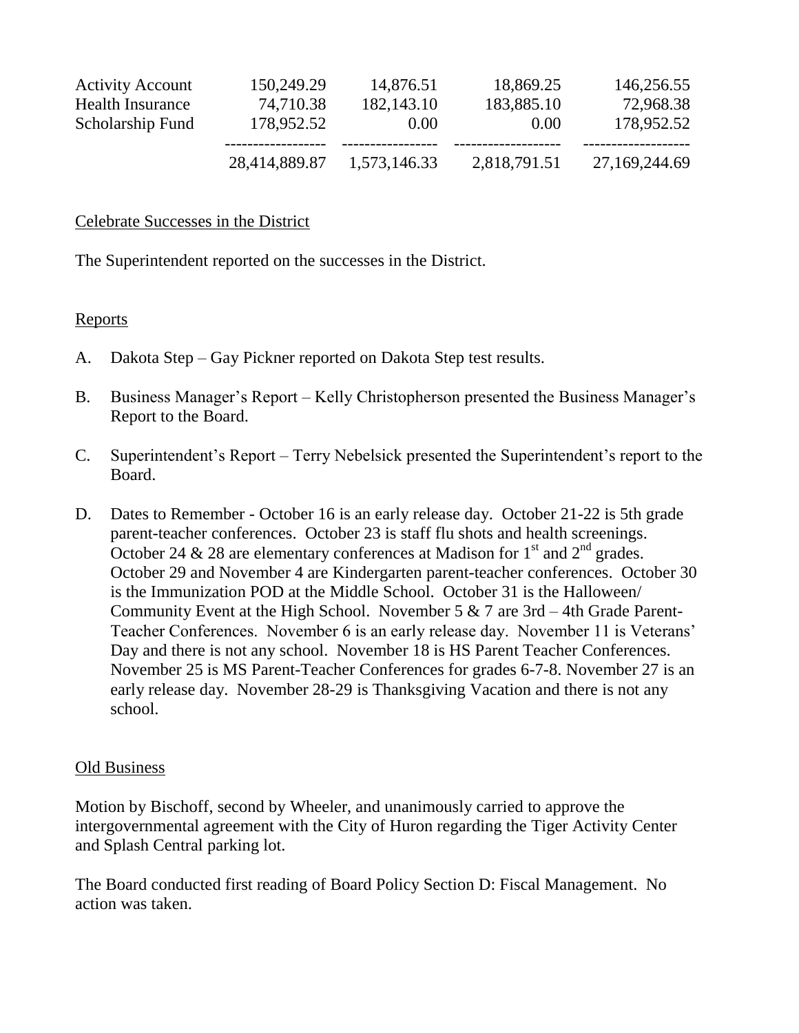| | | | | |
|---|---|---|---|---|
| Activity Account | 150,249.29 | 14,876.51 | 18,869.25 | 146,256.55 |
| Health Insurance | 74,710.38 | 182,143.10 | 183,885.10 | 72,968.38 |
| Scholarship Fund | 178,952.52 | 0.00 | 0.00 | 178,952.52 |
| | ------------------ | ----------------- | ------------------- | ------------------- |
| | 28,414,889.87 | 1,573,146.33 | 2,818,791.51 | 27,169,244.69 |

Celebrate Successes in the District

The Superintendent reported on the successes in the District.

Reports

A. Dakota Step – Gay Pickner reported on Dakota Step test results.

B. Business Manager's Report – Kelly Christopherson presented the Business Manager's Report to the Board.

C. Superintendent's Report – Terry Nebelsick presented the Superintendent's report to the Board.

D. Dates to Remember - October 16 is an early release day. October 21-22 is 5th grade parent-teacher conferences. October 23 is staff flu shots and health screenings. October 24 & 28 are elementary conferences at Madison for 1st and 2nd grades. October 29 and November 4 are Kindergarten parent-teacher conferences. October 30 is the Immunization POD at the Middle School. October 31 is the Halloween/ Community Event at the High School. November 5 & 7 are 3rd – 4th Grade Parent-Teacher Conferences. November 6 is an early release day. November 11 is Veterans' Day and there is not any school. November 18 is HS Parent Teacher Conferences. November 25 is MS Parent-Teacher Conferences for grades 6-7-8. November 27 is an early release day. November 28-29 is Thanksgiving Vacation and there is not any school.

Old Business

Motion by Bischoff, second by Wheeler, and unanimously carried to approve the intergovernmental agreement with the City of Huron regarding the Tiger Activity Center and Splash Central parking lot.

The Board conducted first reading of Board Policy Section D: Fiscal Management. No action was taken.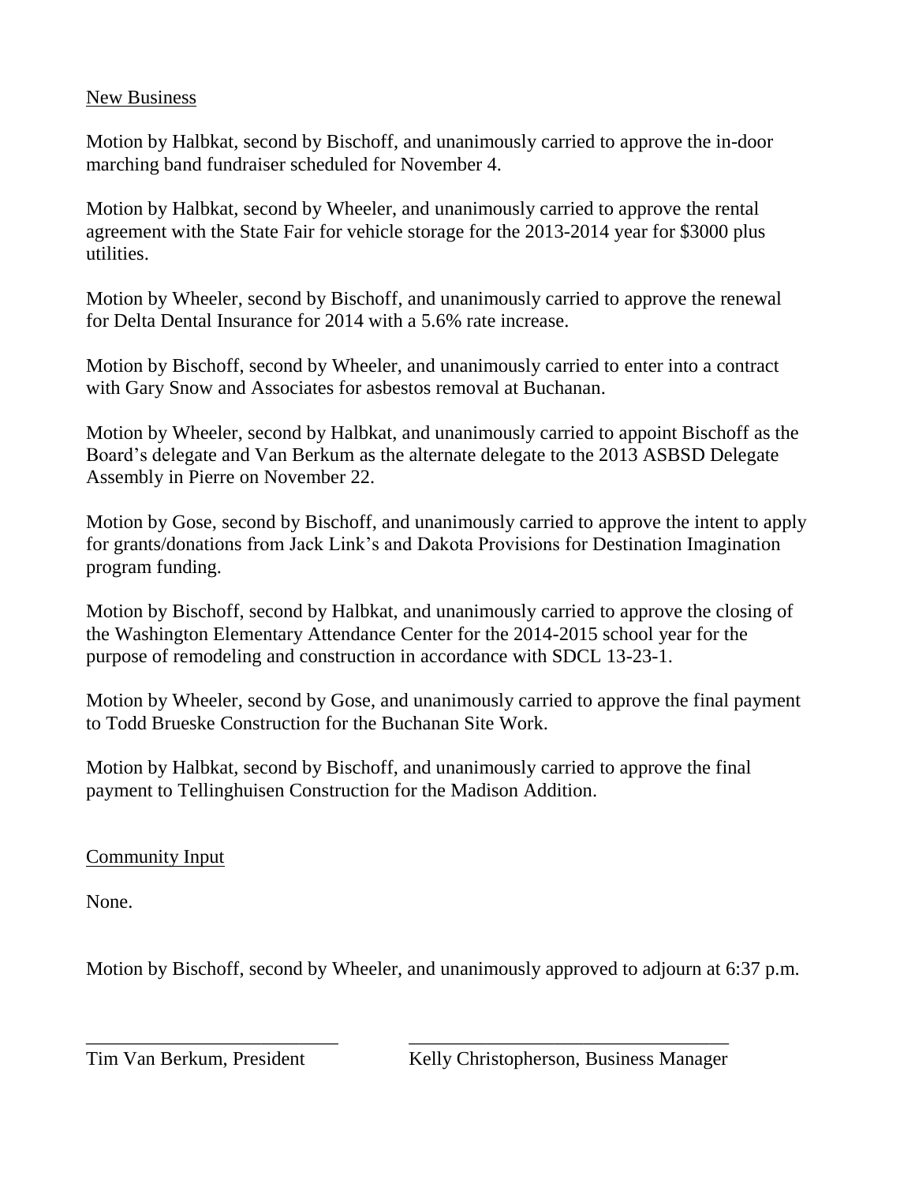## New Business

Motion by Halbkat, second by Bischoff, and unanimously carried to approve the in-door marching band fundraiser scheduled for November 4.

Motion by Halbkat, second by Wheeler, and unanimously carried to approve the rental agreement with the State Fair for vehicle storage for the 2013-2014 year for $3000 plus utilities.

Motion by Wheeler, second by Bischoff, and unanimously carried to approve the renewal for Delta Dental Insurance for 2014 with a 5.6% rate increase.

Motion by Bischoff, second by Wheeler, and unanimously carried to enter into a contract with Gary Snow and Associates for asbestos removal at Buchanan.

Motion by Wheeler, second by Halbkat, and unanimously carried to appoint Bischoff as the Board's delegate and Van Berkum as the alternate delegate to the 2013 ASBSD Delegate Assembly in Pierre on November 22.

Motion by Gose, second by Bischoff, and unanimously carried to approve the intent to apply for grants/donations from Jack Link's and Dakota Provisions for Destination Imagination program funding.

Motion by Bischoff, second by Halbkat, and unanimously carried to approve the closing of the Washington Elementary Attendance Center for the 2014-2015 school year for the purpose of remodeling and construction in accordance with SDCL 13-23-1.

Motion by Wheeler, second by Gose, and unanimously carried to approve the final payment to Todd Brueske Construction for the Buchanan Site Work.

Motion by Halbkat, second by Bischoff, and unanimously carried to approve the final payment to Tellinghuisen Construction for the Madison Addition.

## Community Input

None.

Motion by Bischoff, second by Wheeler, and unanimously approved to adjourn at 6:37 p.m.

___________________________ ___________________________________

Tim Van Berkum, President Kelly Christopherson, Business Manager